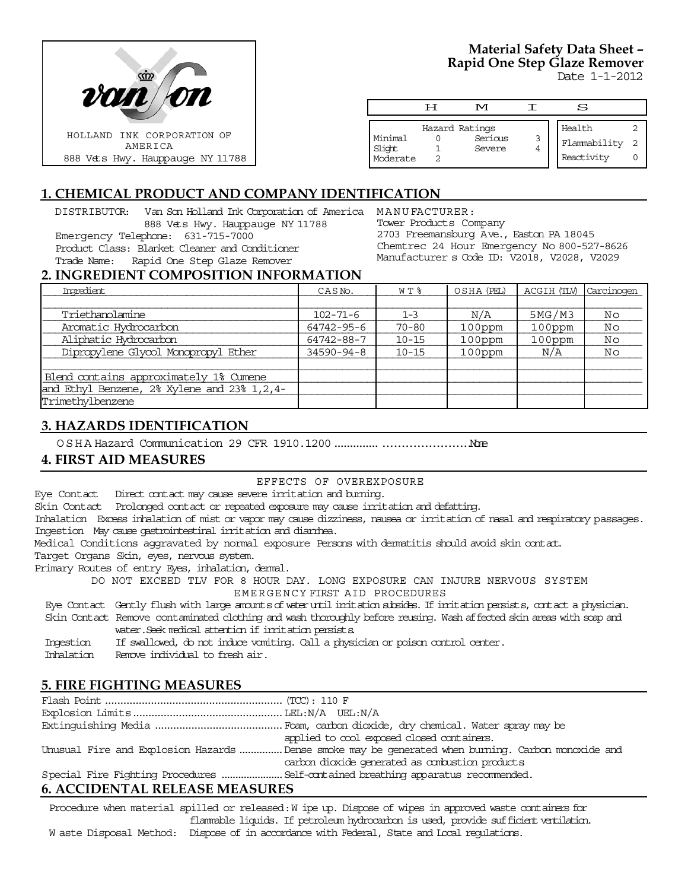HOLLAND INK CORPORATION OF AMERICA
888 Vets Hwy. Hauppauge NY 11788

# Material Safety Data Sheet – Rapid One Step Glaze Remover

Date 1-1-2012

| H | M | I | S |
|---|---|---|---|

| Hazard Ratings | | | |
|---|---|---|---|
| Minimal | 0 | Serious | 3 |
| Slight | 1 | Severe | 4 |
| Moderate | 2 | | |

| | |
|---|---|
| Health | 2 |
| Flammability | 2 |
| Reactivity | 0 |

## 1. CHEMICAL PRODUCT AND COMPANY IDENTIFICATION

DISTRIBUTOR: Van Son Holland Ink Corporation of America
888 Vets Hwy. Hauppauge NY 11788
Emergency Telephone: 631-715-7000
Product Class: Blanket Cleaner and Conditioner
Trade Name: Rapid One Step Glaze Remover

MANUFACTURER:
Tower Products Company
2703 Freemansburg Ave., Easton PA 18045
Chemtrec 24 Hour Emergency No 800-527-8626
Manufacturer s Code ID: V2018, V2028, V2029

## 2. INGREDIENT COMPOSITION INFORMATION

| Ingredient | CAS No. | WT % | OSHA (PEL) | ACGIH (TLV) | Carcinogen |
|---|---|---|---|---|---|
| Triethanolamine | 102-71-6 | 1-3 | N/A | 5MG/M3 | No |
| Aromatic Hydrocarbon | 64742-95-6 | 70-80 | 100ppm | 100ppm | No |
| Aliphatic Hydrocarbon | 64742-88-7 | 10-15 | 100ppm | 100ppm | No |
| Dipropylene Glycol Monopropyl Ether | 34590-94-8 | 10-15 | 100ppm | N/A | No |
| Blend contains approximately 1% Cumene and Ethyl Benzene, 2% Xylene and 23% 1,2,4-Trimethylbenzene | | | | | |

## 3. HAZARDS IDENTIFICATION

OSHA Hazard Communication 29 CFR 1910.1200 .............. .......................None

## 4. FIRST AID MEASURES

EFFECTS OF OVEREXPOSURE

Eye Contact Direct contact may cause severe irritation and burning.
Skin Contact Prolonged contact or repeated exposure may cause irritation and defatting.
Inhalation Excess inhalation of mist or vapor may cause dizziness, nausea or irritation of nasal and respiratory passages.
Ingestion May cause gastrointestinal irritation and diarrhea.
Medical Conditions aggravated by normal exposure Persons with dermatitis should avoid skin contact.
Target Organs Skin, eyes, nervous system.
Primary Routes of entry Eyes, inhalation, dermal.

DO NOT EXCEED TLV FOR 8 HOUR DAY. LONG EXPOSURE CAN INJURE NERVOUS SYSTEM

EMERGENCY FIRST AID PROCEDURES

Eye Contact Gently flush with large amounts of water until irritation subsides. If irritation persists, contact a physician.
Skin Contact Remove contaminated clothing and wash thoroughly before reusing. Wash affected skin areas with soap and water. Seek medical attention if irritation persists.
Ingestion If swallowed, do not induce vomiting. Call a physician or poison control center.
Inhalation Remove individual to fresh air.

## 5. FIRE FIGHTING MEASURES

Flash Point ............................................................ (TCC): 110 F
Explosion Limits .................................................. LEL:N/A UEL:N/A
Extinguishing Media ........................................... Foam, carbon dioxide, dry chemical. Water spray may be applied to cool exposed closed containers.
Unusual Fire and Explosion Hazards ............... Dense smoke may be generated when burning. Carbon monoxide and carbon dioxide generated as combustion products
Special Fire Fighting Procedures ...................... Self-contained breathing apparatus recommended.

## 6. ACCIDENTAL RELEASE MEASURES

Procedure when material spilled or released: Wipe up. Dispose of wipes in approved waste containers for flammable liquids. If petroleum hydrocarbon is used, provide sufficient ventilation.
Waste Disposal Method: Dispose of in accordance with Federal, State and Local regulations.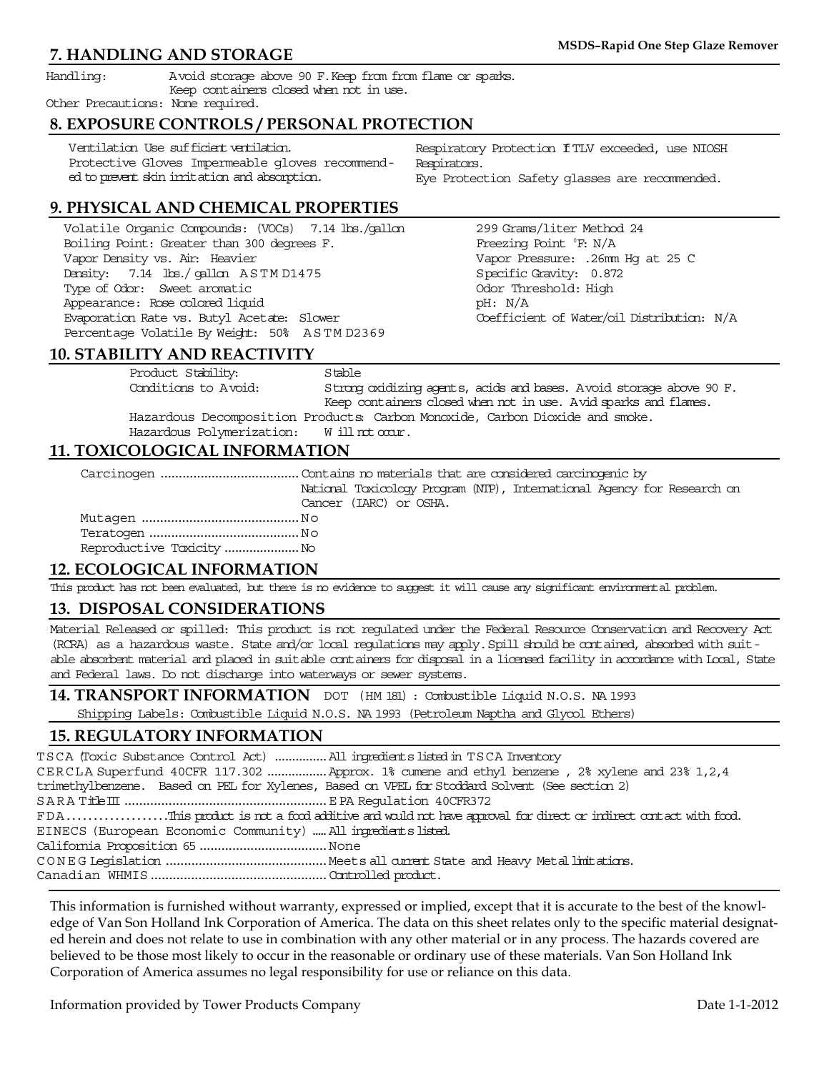## 7. HANDLING AND STORAGE

Handling: Avoid storage above 90 F. Keep from from flame or sparks. Keep containers closed when not in use.

Other Precautions: None required.

## 8. EXPOSURE CONTROLS / PERSONAL PROTECTION

Ventilation Use sufficient ventilation.

Protective Gloves Impermeable gloves recommended to prevent skin irritation and absorption.

Respiratory Protection If TLV exceeded, use NIOSH Respirators.

Eye Protection Safety glasses are recommended.

## 9. PHYSICAL AND CHEMICAL PROPERTIES

Volatile Organic Compounds: (VOCs) 7.14 lbs./gallon

Boiling Point: Greater than 300 degrees F.

Vapor Density vs. Air: Heavier

Density: 7.14 lbs./ gallon ASTM D1475

Type of Odor: Sweet aromatic

Appearance: Rose colored liquid

Evaporation Rate vs. Butyl Acetate: Slower

Percentage Volatile By Weight: 50% ASTM D2369

299 Grams/liter Method 24

Freezing Point °F: N/A

Vapor Pressure: .26mm Hg at 25 C

Specific Gravity: 0.872

Odor Threshold: High

pH: N/A

Coefficient of Water/oil Distribution: N/A

## 10. STABILITY AND REACTIVITY

Product Stability: Stable

Conditions to Avoid: Strong oxidizing agents, acids and bases. Avoid storage above 90 F. Keep containers closed when not in use. Avid sparks and flames.

Hazardous Decomposition Products: Carbon Monoxide, Carbon Dioxide and smoke.

Hazardous Polymerization: Will not occur.

## 11. TOXICOLOGICAL INFORMATION

Carcinogen ...................................... Contains no materials that are considered carcinogenic by National Toxicology Program (NTP), International Agency for Research on Cancer (IARC) or OSHA.

Mutagen ........................................... No

Teratogen ......................................... No

Reproductive Toxicity ..................... No

## 12. ECOLOGICAL INFORMATION

This product has not been evaluated, but there is no evidence to suggest it will cause any significant environmental problem.

## 13. DISPOSAL CONSIDERATIONS

Material Released or spilled: This product is not regulated under the Federal Resource Conservation and Recovery Act (RCRA) as a hazardous waste. State and/or local regulations may apply. Spill should be contained, absorbed with suitable absorbent material and placed in suitable containers for disposal in a licensed facility in accordance with Local, State and Federal laws. Do not discharge into waterways or sewer systems.

## 14. TRANSPORT INFORMATION

DOT (HM 181) : Combustible Liquid N.O.S. NA 1993

Shipping Labels: Combustible Liquid N.O.S. NA 1993 (Petroleum Naptha and Glycol Ethers)

## 15. REGULATORY INFORMATION

TSCA (Toxic Substance Control Act) ............... All ingredients listed in TSCA Inventory

CERCLA Superfund 40CFR 117.302 ................ Approx. 1% cumene and ethyl benzene , 2% xylene and 23% 1,2,4 trimethylbenzene. Based on PEL for Xylenes, Based on VPEL for Stoddard Solvent (See section 2)

SARA Title III ....................................................... EPA Regulation 40CFR372

FDA.................. This product is not a food additive and would not have approval for direct or indirect contact with food.

EINECS (European Economic Community) ..... All ingredients listed.

California Proposition 65 .................................. None

CONEG Legislation ........................................... Meets all current State and Heavy Metal limitations.

Canadian WHMIS ................................................ Controlled product.

This information is furnished without warranty, expressed or implied, except that it is accurate to the best of the knowledge of Van Son Holland Ink Corporation of America. The data on this sheet relates only to the specific material designated herein and does not relate to use in combination with any other material or in any process. The hazards covered are believed to be those most likely to occur in the reasonable or ordinary use of these materials. Van Son Holland Ink Corporation of America assumes no legal responsibility for use or reliance on this data.

Information provided by Tower Products Company

Date 1-1-2012